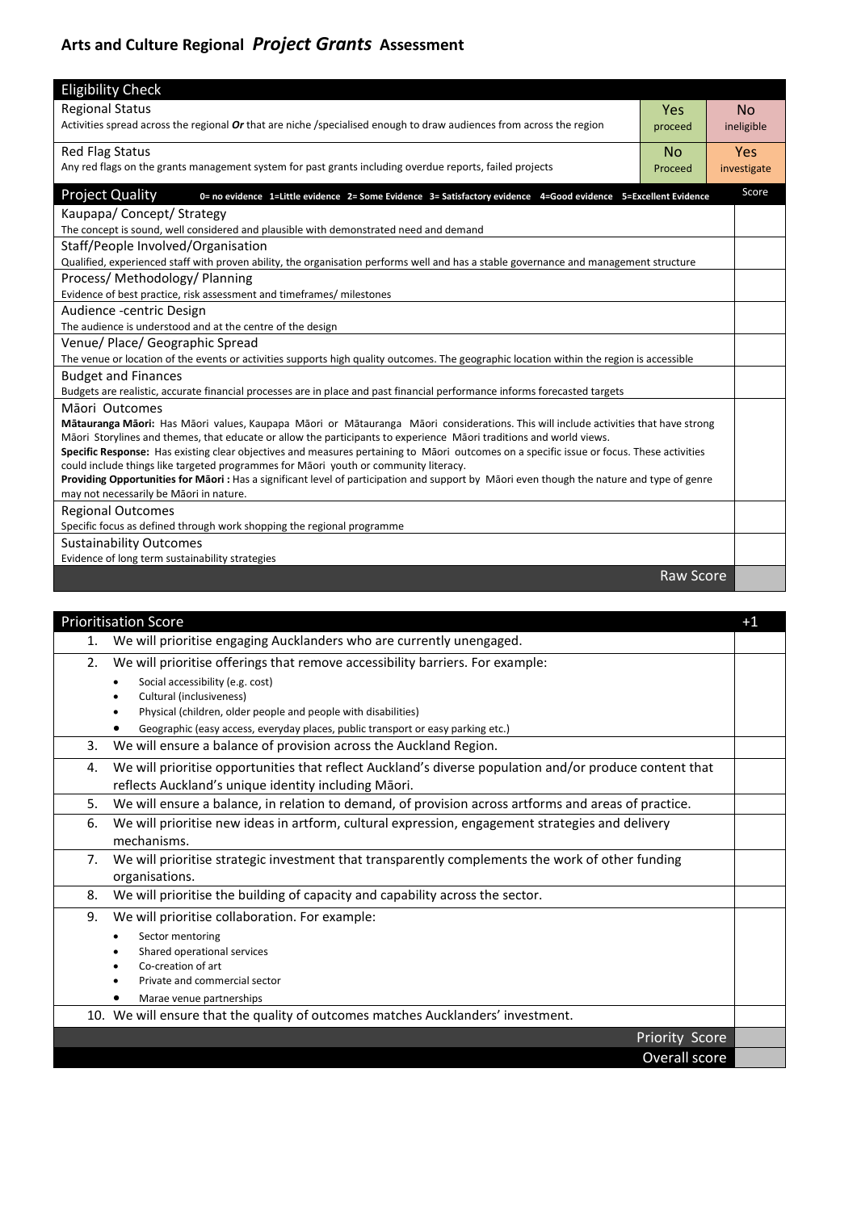# Arts and Culture Regional *Project Grants* Assessment

| Eligibility Check | | |
|---|---|---|
| Regional Status<br>Activities spread across the regional ***Or*** that are niche /specialised enough to draw audiences from across the region | Yes<br>proceed | No<br>ineligible |
| Red Flag Status<br>Any red flags on the grants management system for past grants including overdue reports, failed projects | No<br>Proceed | Yes<br>investigate |

| Project Quality **0= no evidence 1=Little evidence 2= Some Evidence 3= Satisfactory evidence 4=Good evidence 5=Excellent Evidence** | Score |
|---|---|
| Kaupapa/ Concept/ Strategy<br>The concept is sound, well considered and plausible with demonstrated need and demand | |
| Staff/People Involved/Organisation<br>Qualified, experienced staff with proven ability, the organisation performs well and has a stable governance and management structure | |
| Process/ Methodology/ Planning<br>Evidence of best practice, risk assessment and timeframes/ milestones | |
| Audience -centric Design<br>The audience is understood and at the centre of the design | |
| Venue/ Place/ Geographic Spread<br>The venue or location of the events or activities supports high quality outcomes. The geographic location within the region is accessible | |
| Budget and Finances<br>Budgets are realistic, accurate financial processes are in place and past financial performance informs forecasted targets | |
| Māori Outcomes<br>**Mātauranga Māori:** Has Māori values, Kaupapa Māori or Mātauranga Māori considerations. This will include activities that have strong Māori Storylines and themes, that educate or allow the participants to experience Māori traditions and world views.<br>**Specific Response:** Has existing clear objectives and measures pertaining to Māori outcomes on a specific issue or focus. These activities could include things like targeted programmes for Māori youth or community literacy.<br>**Providing Opportunities for Māori :** Has a significant level of participation and support by Māori even though the nature and type of genre may not necessarily be Māori in nature. | |
| Regional Outcomes<br>Specific focus as defined through work shopping the regional programme | |
| Sustainability Outcomes<br>Evidence of long term sustainability strategies | |
| Raw Score | |

| Prioritisation Score | +1 |
|---|---|
| 1. We will prioritise engaging Aucklanders who are currently unengaged. | |
| 2. We will prioritise offerings that remove accessibility barriers. For example:<br>• Social accessibility (e.g. cost)<br>• Cultural (inclusiveness)<br>• Physical (children, older people and people with disabilities)<br>• Geographic (easy access, everyday places, public transport or easy parking etc.) | |
| 3. We will ensure a balance of provision across the Auckland Region. | |
| 4. We will prioritise opportunities that reflect Auckland's diverse population and/or produce content that reflects Auckland's unique identity including Māori. | |
| 5. We will ensure a balance, in relation to demand, of provision across artforms and areas of practice. | |
| 6. We will prioritise new ideas in artform, cultural expression, engagement strategies and delivery mechanisms. | |
| 7. We will prioritise strategic investment that transparently complements the work of other funding organisations. | |
| 8. We will prioritise the building of capacity and capability across the sector. | |
| 9. We will prioritise collaboration. For example:<br>• Sector mentoring<br>• Shared operational services<br>• Co-creation of art<br>• Private and commercial sector<br>• Marae venue partnerships | |
| 10. We will ensure that the quality of outcomes matches Aucklanders' investment. | |
| Priority Score | |
| Overall score | |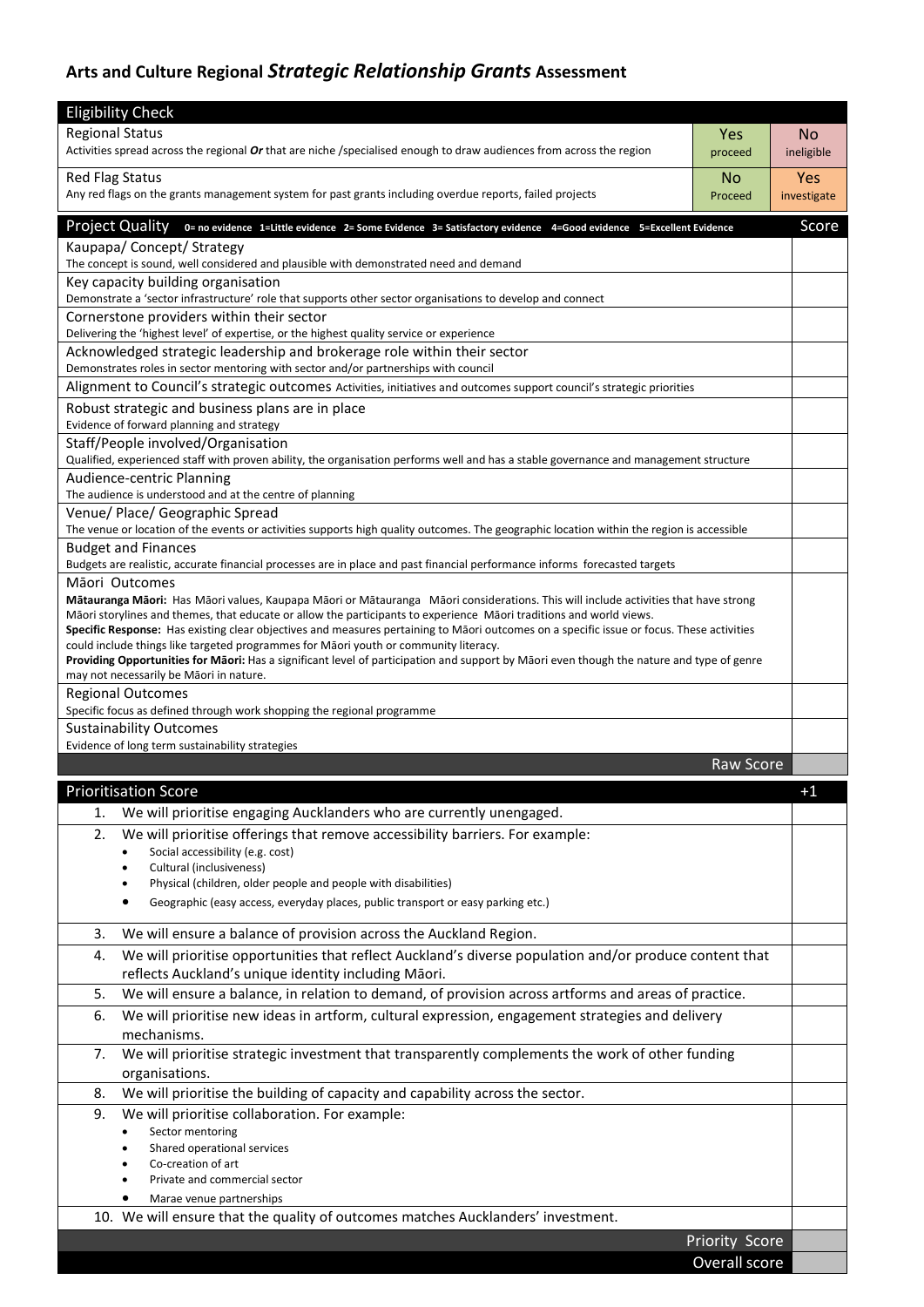# Arts and Culture Regional *Strategic Relationship Grants* Assessment

| Eligibility Check | | |
|---|---|---|
| Regional Status<br>Activities spread across the regional ***Or*** that are niche /specialised enough to draw audiences from across the region | Yes<br>proceed | No<br>ineligible |
| Red Flag Status<br>Any red flags on the grants management system for past grants including overdue reports, failed projects | No<br>Proceed | Yes<br>investigate |

| Project Quality **0= no evidence 1=Little evidence 2= Some Evidence 3= Satisfactory evidence 4=Good evidence 5=Excellent Evidence** | Score |
|---|---|
| Kaupapa/ Concept/ Strategy<br>The concept is sound, well considered and plausible with demonstrated need and demand | |
| Key capacity building organisation<br>Demonstrate a 'sector infrastructure' role that supports other sector organisations to develop and connect | |
| Cornerstone providers within their sector<br>Delivering the 'highest level' of expertise, or the highest quality service or experience | |
| Acknowledged strategic leadership and brokerage role within their sector<br>Demonstrates roles in sector mentoring with sector and/or partnerships with council | |
| Alignment to Council's strategic outcomes Activities, initiatives and outcomes support council's strategic priorities | |
| Robust strategic and business plans are in place<br>Evidence of forward planning and strategy | |
| Staff/People involved/Organisation<br>Qualified, experienced staff with proven ability, the organisation performs well and has a stable governance and management structure | |
| Audience-centric Planning<br>The audience is understood and at the centre of planning | |
| Venue/ Place/ Geographic Spread<br>The venue or location of the events or activities supports high quality outcomes. The geographic location within the region is accessible | |
| Budget and Finances<br>Budgets are realistic, accurate financial processes are in place and past financial performance informs forecasted targets | |
| Māori Outcomes<br>**Mātauranga Māori:** Has Māori values, Kaupapa Māori or Mātauranga Māori considerations. This will include activities that have strong Māori storylines and themes, that educate or allow the participants to experience Māori traditions and world views.<br>**Specific Response:** Has existing clear objectives and measures pertaining to Māori outcomes on a specific issue or focus. These activities could include things like targeted programmes for Māori youth or community literacy.<br>**Providing Opportunities for Māori:** Has a significant level of participation and support by Māori even though the nature and type of genre may not necessarily be Māori in nature. | |
| Regional Outcomes<br>Specific focus as defined through work shopping the regional programme | |
| Sustainability Outcomes<br>Evidence of long term sustainability strategies | |
| Raw Score | |

| Prioritisation Score | +1 |
|---|---|
| 1. We will prioritise engaging Aucklanders who are currently unengaged. | |
| 2. We will prioritise offerings that remove accessibility barriers. For example:<br>• Social accessibility (e.g. cost)<br>• Cultural (inclusiveness)<br>• Physical (children, older people and people with disabilities)<br>• Geographic (easy access, everyday places, public transport or easy parking etc.) | |
| 3. We will ensure a balance of provision across the Auckland Region. | |
| 4. We will prioritise opportunities that reflect Auckland's diverse population and/or produce content that reflects Auckland's unique identity including Māori. | |
| 5. We will ensure a balance, in relation to demand, of provision across artforms and areas of practice. | |
| 6. We will prioritise new ideas in artform, cultural expression, engagement strategies and delivery mechanisms. | |
| 7. We will prioritise strategic investment that transparently complements the work of other funding organisations. | |
| 8. We will prioritise the building of capacity and capability across the sector. | |
| 9. We will prioritise collaboration. For example:<br>• Sector mentoring<br>• Shared operational services<br>• Co-creation of art<br>• Private and commercial sector<br>• Marae venue partnerships | |
| 10. We will ensure that the quality of outcomes matches Aucklanders' investment. | |
| Priority Score | |
| Overall score | |